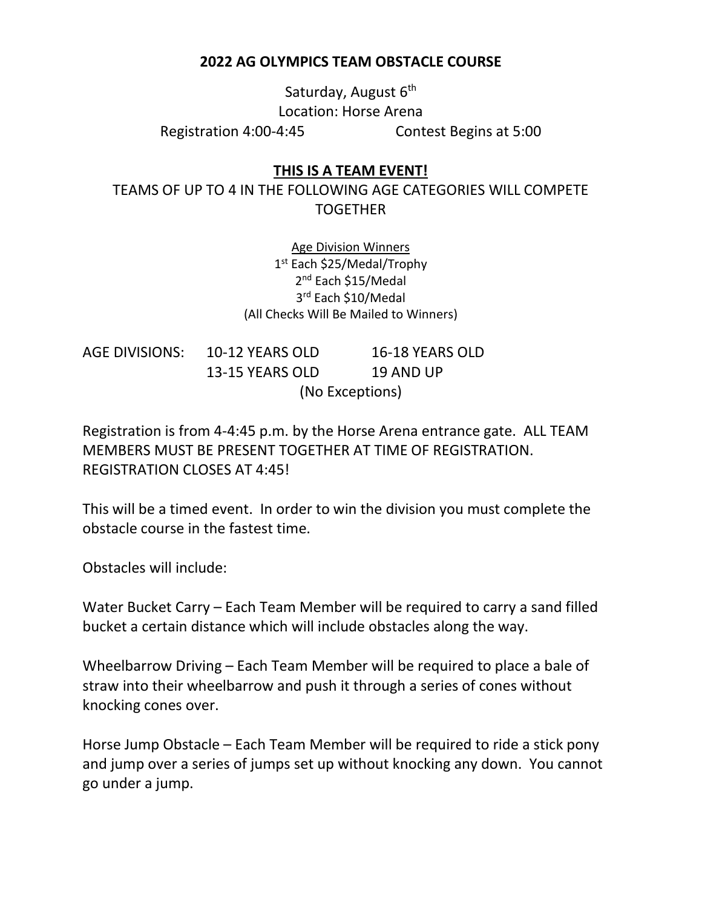# 2022 AG OLYMPICS TEAM OBSTACLE COURSE

Saturday, August 6th
Location: Horse Arena
Registration 4:00-4:45 Contest Begins at 5:00

## **THIS IS A TEAM EVENT!**

TEAMS OF UP TO 4 IN THE FOLLOWING AGE CATEGORIES WILL COMPETE TOGETHER

Age Division Winners
1st Each $25/Medal/Trophy
2nd Each $15/Medal
3rd Each $10/Medal
(All Checks Will Be Mailed to Winners)

AGE DIVISIONS: 10-12 YEARS OLD, 13-15 YEARS OLD, 16-18 YEARS OLD, 19 AND UP
(No Exceptions)

Registration is from 4-4:45 p.m. by the Horse Arena entrance gate. ALL TEAM MEMBERS MUST BE PRESENT TOGETHER AT TIME OF REGISTRATION. REGISTRATION CLOSES AT 4:45!

This will be a timed event. In order to win the division you must complete the obstacle course in the fastest time.

Obstacles will include:

Water Bucket Carry – Each Team Member will be required to carry a sand filled bucket a certain distance which will include obstacles along the way.

Wheelbarrow Driving – Each Team Member will be required to place a bale of straw into their wheelbarrow and push it through a series of cones without knocking cones over.

Horse Jump Obstacle – Each Team Member will be required to ride a stick pony and jump over a series of jumps set up without knocking any down. You cannot go under a jump.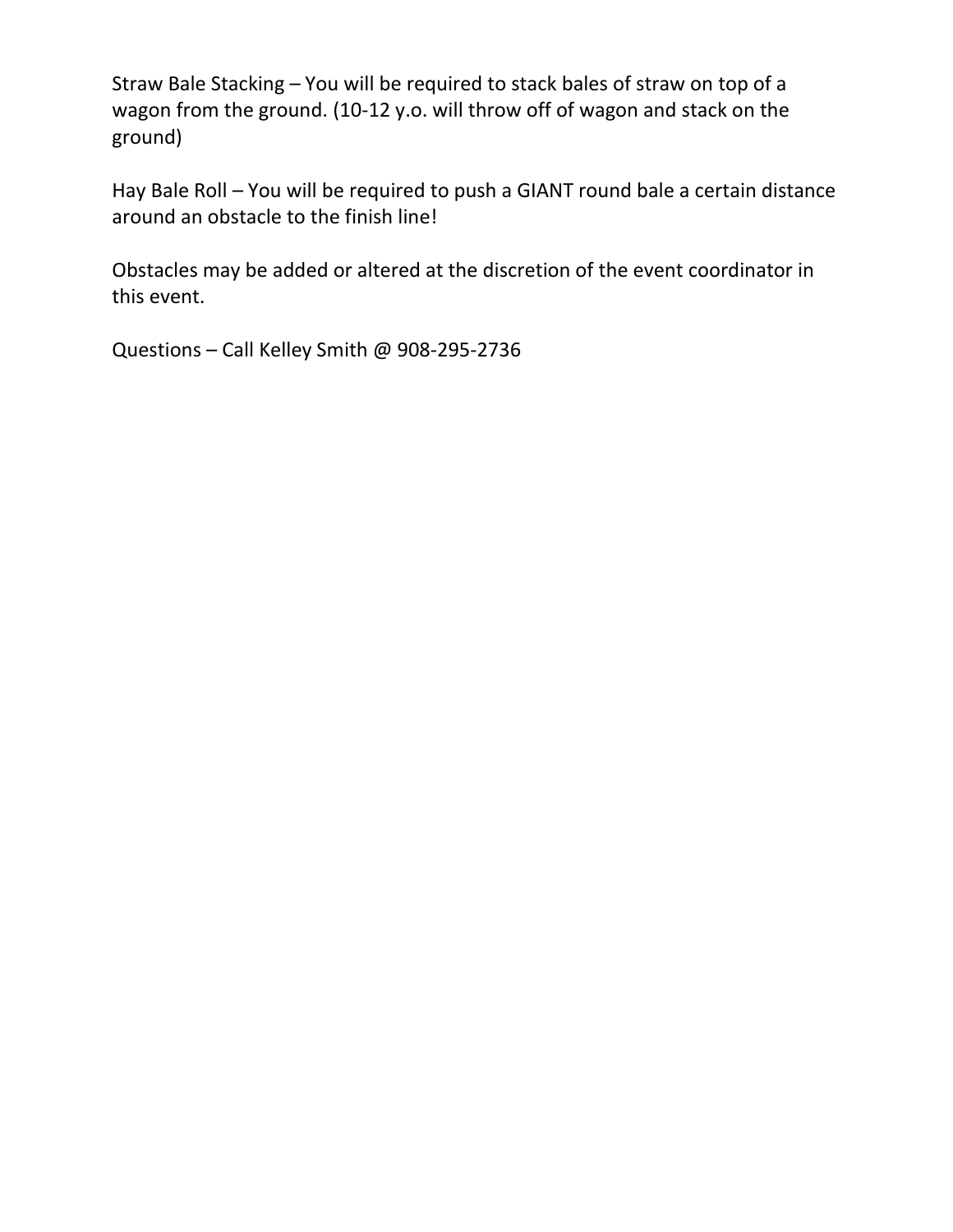Straw Bale Stacking – You will be required to stack bales of straw on top of a wagon from the ground. (10-12 y.o. will throw off of wagon and stack on the ground)

Hay Bale Roll – You will be required to push a GIANT round bale a certain distance around an obstacle to the finish line!

Obstacles may be added or altered at the discretion of the event coordinator in this event.

Questions – Call Kelley Smith @ 908-295-2736